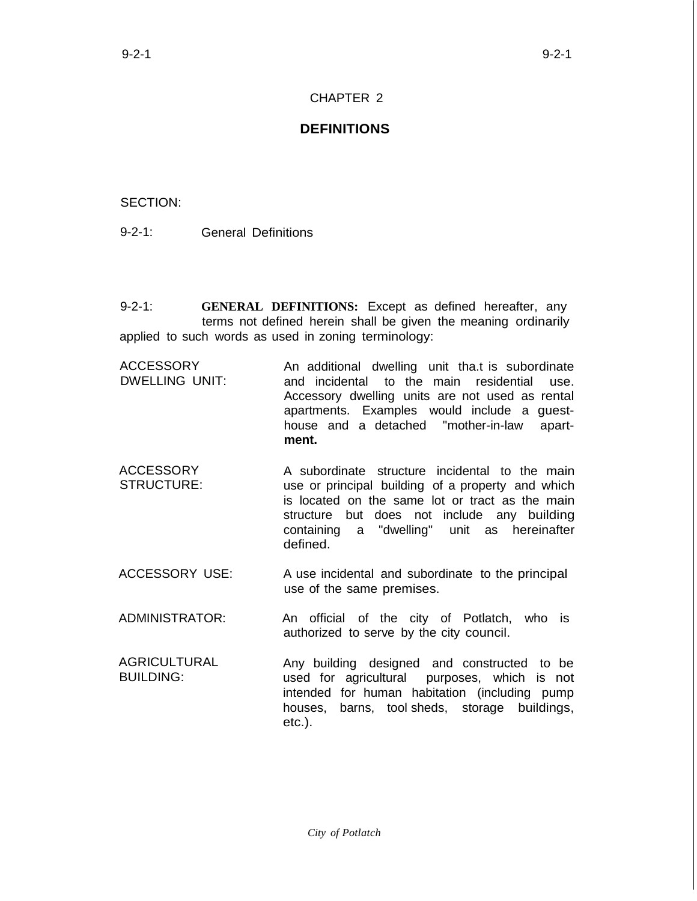# CHAPTER 2

## DEFINITIONS

SECTION:

9-2-1: General Definitions

9-2-1: **GENERAL DEFINITIONS:** Except as defined hereafter, any terms not defined herein shall be given the meaning ordinarily applied to such words as used in zoning terminology:

ACCESSORY DWELLING UNIT: An additional dwelling unit tha.t is subordinate and incidental to the main residential use. Accessory dwelling units are not used as rental apartments. Examples would include a guest-house and a detached "mother-in-law apart-**ment.**

ACCESSORY STRUCTURE: A subordinate structure incidental to the main use or principal building of a property and which is located on the same lot or tract as the main structure but does not include any building containing a "dwelling" unit as hereinafter defined.

ACCESSORY USE: A use incidental and subordinate to the principal use of the same premises.

ADMINISTRATOR: An official of the city of Potlatch, who is authorized to serve by the city council.

AGRICULTURAL BUILDING: Any building designed and constructed to be used for agricultural purposes, which is not intended for human habitation (including pump houses, barns, tool sheds, storage buildings, etc.).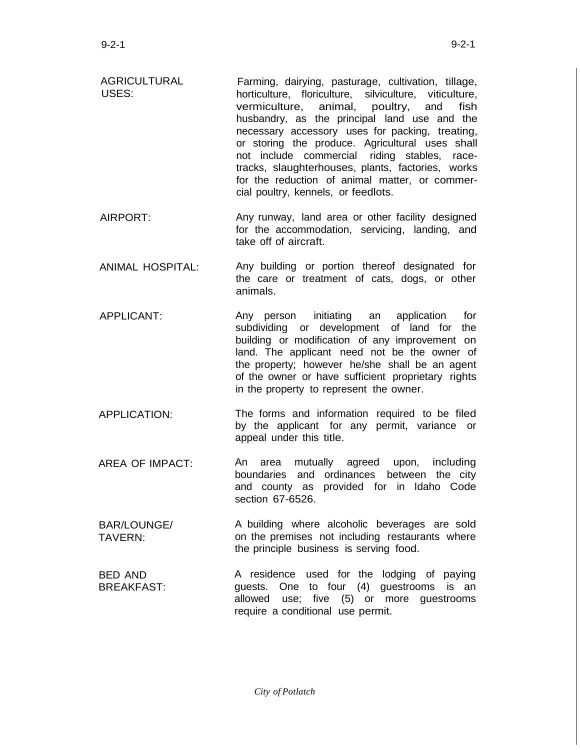| | |
|---|---|
| AGRICULTURAL USES: | Farming, dairying, pasturage, cultivation, tillage, horticulture, floriculture, silviculture, viticulture, vermiculture, animal, poultry, and fish husbandry, as the principal land use and the necessary accessory uses for packing, treating, or storing the produce. Agricultural uses shall not include commercial riding stables, race-tracks, slaughterhouses, plants, factories, works for the reduction of animal matter, or commercial poultry, kennels, or feedlots. |
| AIRPORT: | Any runway, land area or other facility designed for the accommodation, servicing, landing, and take off of aircraft. |
| ANIMAL HOSPITAL: | Any building or portion thereof designated for the care or treatment of cats, dogs, or other animals. |
| APPLICANT: | Any person initiating an application for subdividing or development of land for the building or modification of any improvement on land. The applicant need not be the owner of the property; however he/she shall be an agent of the owner or have sufficient proprietary rights in the property to represent the owner. |
| APPLICATION: | The forms and information required to be filed by the applicant for any permit, variance or appeal under this title. |
| AREA OF IMPACT: | An area mutually agreed upon, including boundaries and ordinances between the city and county as provided for in Idaho Code section 67-6526. |
| BAR/LOUNGE/ TAVERN: | A building where alcoholic beverages are sold on the premises not including restaurants where the principle business is serving food. |
| BED AND BREAKFAST: | A residence used for the lodging of paying guests. One to four (4) guestrooms is an allowed use; five (5) or more guestrooms require a conditional use permit. |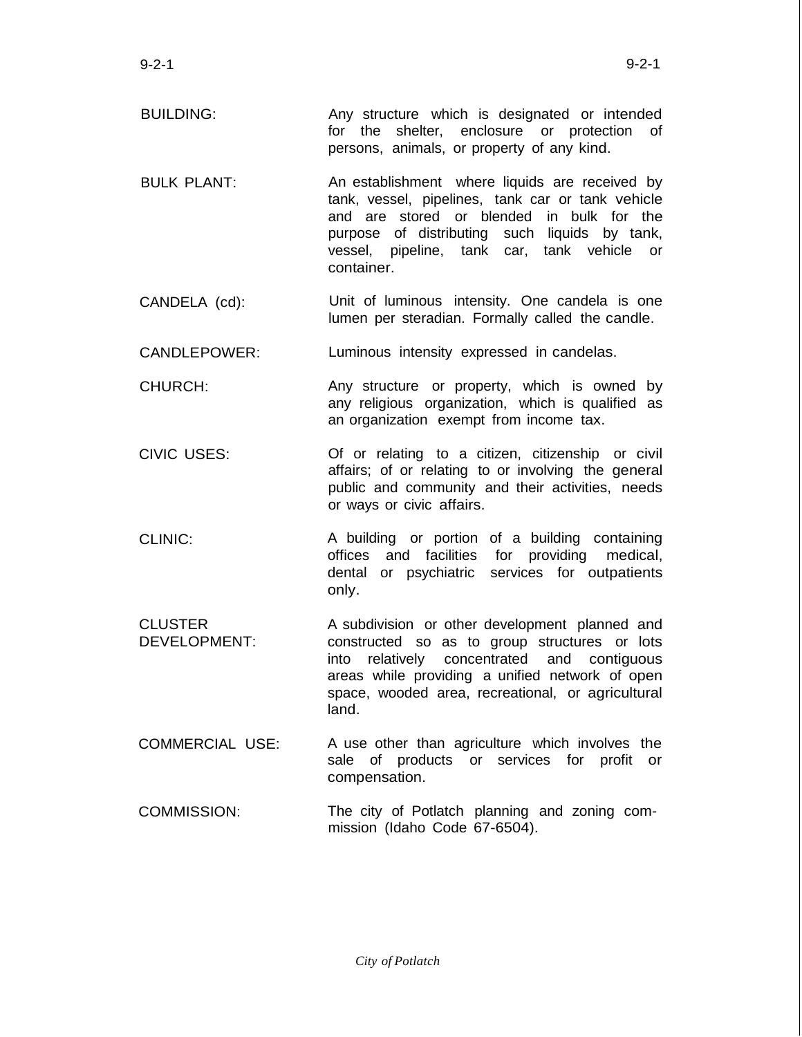BUILDING: Any structure which is designated or intended for the shelter, enclosure or protection of persons, animals, or property of any kind.

BULK PLANT: An establishment where liquids are received by tank, vessel, pipelines, tank car or tank vehicle and are stored or blended in bulk for the purpose of distributing such liquids by tank, vessel, pipeline, tank car, tank vehicle or container.

CANDELA (cd): Unit of luminous intensity. One candela is one lumen per steradian. Formally called the candle.

CANDLEPOWER: Luminous intensity expressed in candelas.

CHURCH: Any structure or property, which is owned by any religious organization, which is qualified as an organization exempt from income tax.

CIVIC USES: Of or relating to a citizen, citizenship or civil affairs; of or relating to or involving the general public and community and their activities, needs or ways or civic affairs.

CLINIC: A building or portion of a building containing offices and facilities for providing medical, dental or psychiatric services for outpatients only.

CLUSTER DEVELOPMENT: A subdivision or other development planned and constructed so as to group structures or lots into relatively concentrated and contiguous areas while providing a unified network of open space, wooded area, recreational, or agricultural land.

COMMERCIAL USE: A use other than agriculture which involves the sale of products or services for profit or compensation.

COMMISSION: The city of Potlatch planning and zoning commission (Idaho Code 67-6504).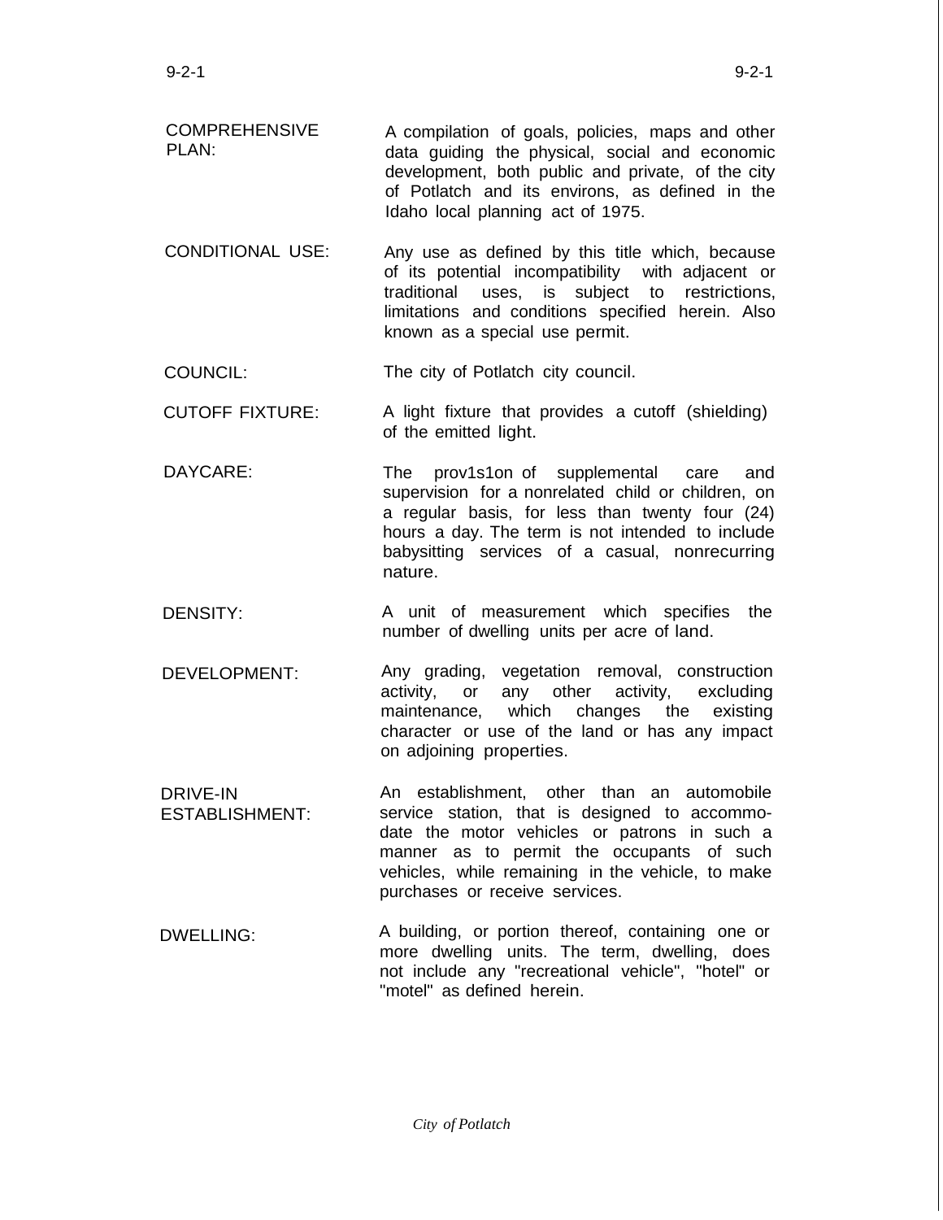COMPREHENSIVE PLAN: A compilation of goals, policies, maps and other data guiding the physical, social and economic development, both public and private, of the city of Potlatch and its environs, as defined in the Idaho local planning act of 1975.

CONDITIONAL USE: Any use as defined by this title which, because of its potential incompatibility with adjacent or traditional uses, is subject to restrictions, limitations and conditions specified herein. Also known as a special use permit.

COUNCIL: The city of Potlatch city council.

CUTOFF FIXTURE: A light fixture that provides a cutoff (shielding) of the emitted light.

DAYCARE: The prov1s1on of supplemental care and supervision for a nonrelated child or children, on a regular basis, for less than twenty four (24) hours a day. The term is not intended to include babysitting services of a casual, nonrecurring nature.

DENSITY: A unit of measurement which specifies the number of dwelling units per acre of land.

DEVELOPMENT: Any grading, vegetation removal, construction activity, or any other activity, excluding maintenance, which changes the existing character or use of the land or has any impact on adjoining properties.

DRIVE-IN ESTABLISHMENT: An establishment, other than an automobile service station, that is designed to accommodate the motor vehicles or patrons in such a manner as to permit the occupants of such vehicles, while remaining in the vehicle, to make purchases or receive services.

DWELLING: A building, or portion thereof, containing one or more dwelling units. The term, dwelling, does not include any "recreational vehicle", "hotel" or "motel" as defined herein.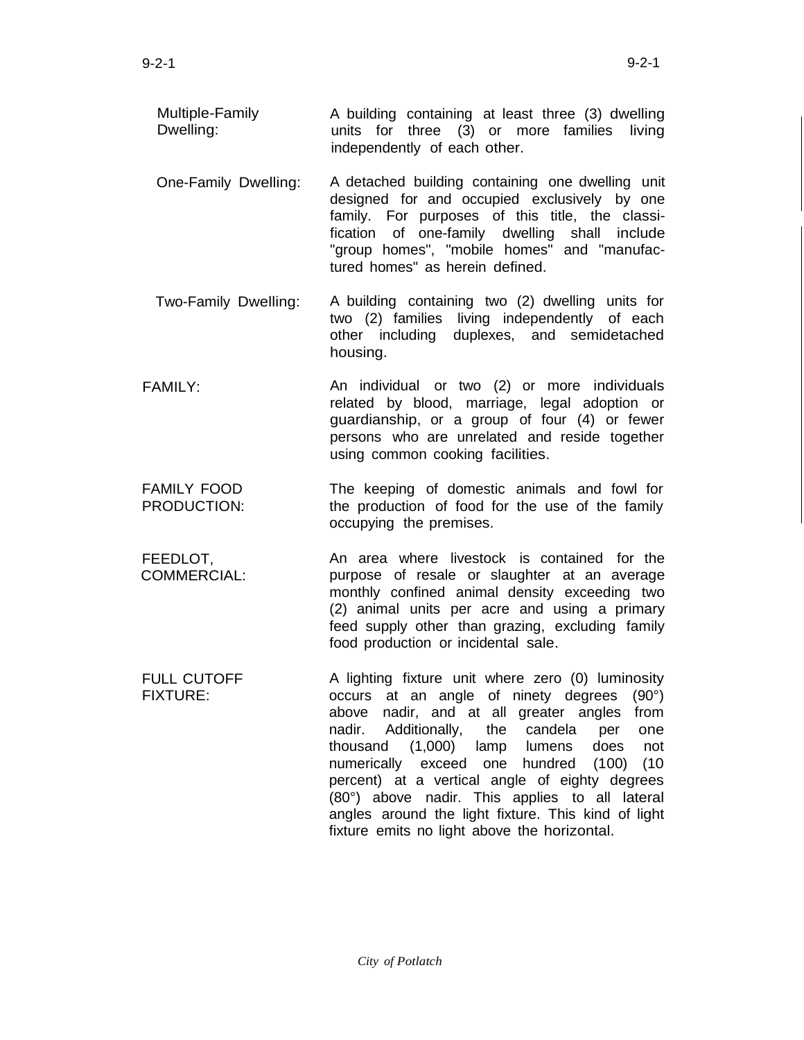Multiple-Family Dwelling: A building containing at least three (3) dwelling units for three (3) or more families living independently of each other.

One-Family Dwelling: A detached building containing one dwelling unit designed for and occupied exclusively by one family. For purposes of this title, the classification of one-family dwelling shall include "group homes", "mobile homes" and "manufactured homes" as herein defined.

Two-Family Dwelling: A building containing two (2) dwelling units for two (2) families living independently of each other including duplexes, and semidetached housing.

FAMILY: An individual or two (2) or more individuals related by blood, marriage, legal adoption or guardianship, or a group of four (4) or fewer persons who are unrelated and reside together using common cooking facilities.

FAMILY FOOD PRODUCTION: The keeping of domestic animals and fowl for the production of food for the use of the family occupying the premises.

FEEDLOT, COMMERCIAL: An area where livestock is contained for the purpose of resale or slaughter at an average monthly confined animal density exceeding two (2) animal units per acre and using a primary feed supply other than grazing, excluding family food production or incidental sale.

FULL CUTOFF FIXTURE: A lighting fixture unit where zero (0) luminosity occurs at an angle of ninety degrees (90°) above nadir, and at all greater angles from nadir. Additionally, the candela per one thousand (1,000) lamp lumens does not numerically exceed one hundred (100) (10 percent) at a vertical angle of eighty degrees (80°) above nadir. This applies to all lateral angles around the light fixture. This kind of light fixture emits no light above the horizontal.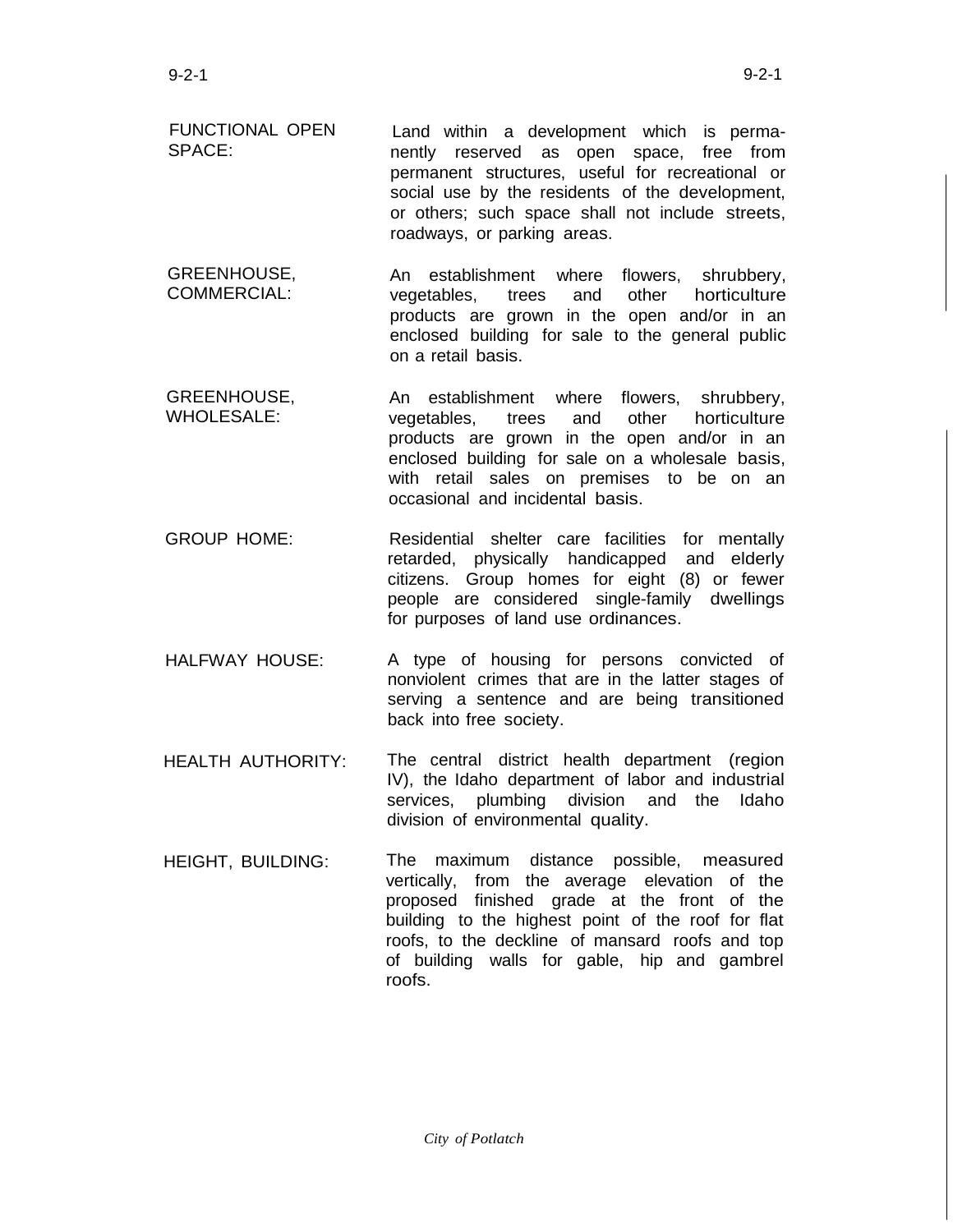FUNCTIONAL OPEN SPACE: Land within a development which is permanently reserved as open space, free from permanent structures, useful for recreational or social use by the residents of the development, or others; such space shall not include streets, roadways, or parking areas.

GREENHOUSE, COMMERCIAL: An establishment where flowers, shrubbery, vegetables, trees and other horticulture products are grown in the open and/or in an enclosed building for sale to the general public on a retail basis.

GREENHOUSE, WHOLESALE: An establishment where flowers, shrubbery, vegetables, trees and other horticulture products are grown in the open and/or in an enclosed building for sale on a wholesale basis, with retail sales on premises to be on an occasional and incidental basis.

GROUP HOME: Residential shelter care facilities for mentally retarded, physically handicapped and elderly citizens. Group homes for eight (8) or fewer people are considered single-family dwellings for purposes of land use ordinances.

HALFWAY HOUSE: A type of housing for persons convicted of nonviolent crimes that are in the latter stages of serving a sentence and are being transitioned back into free society.

HEALTH AUTHORITY: The central district health department (region IV), the Idaho department of labor and industrial services, plumbing division and the Idaho division of environmental quality.

HEIGHT, BUILDING: The maximum distance possible, measured vertically, from the average elevation of the proposed finished grade at the front of the building to the highest point of the roof for flat roofs, to the deckline of mansard roofs and top of building walls for gable, hip and gambrel roofs.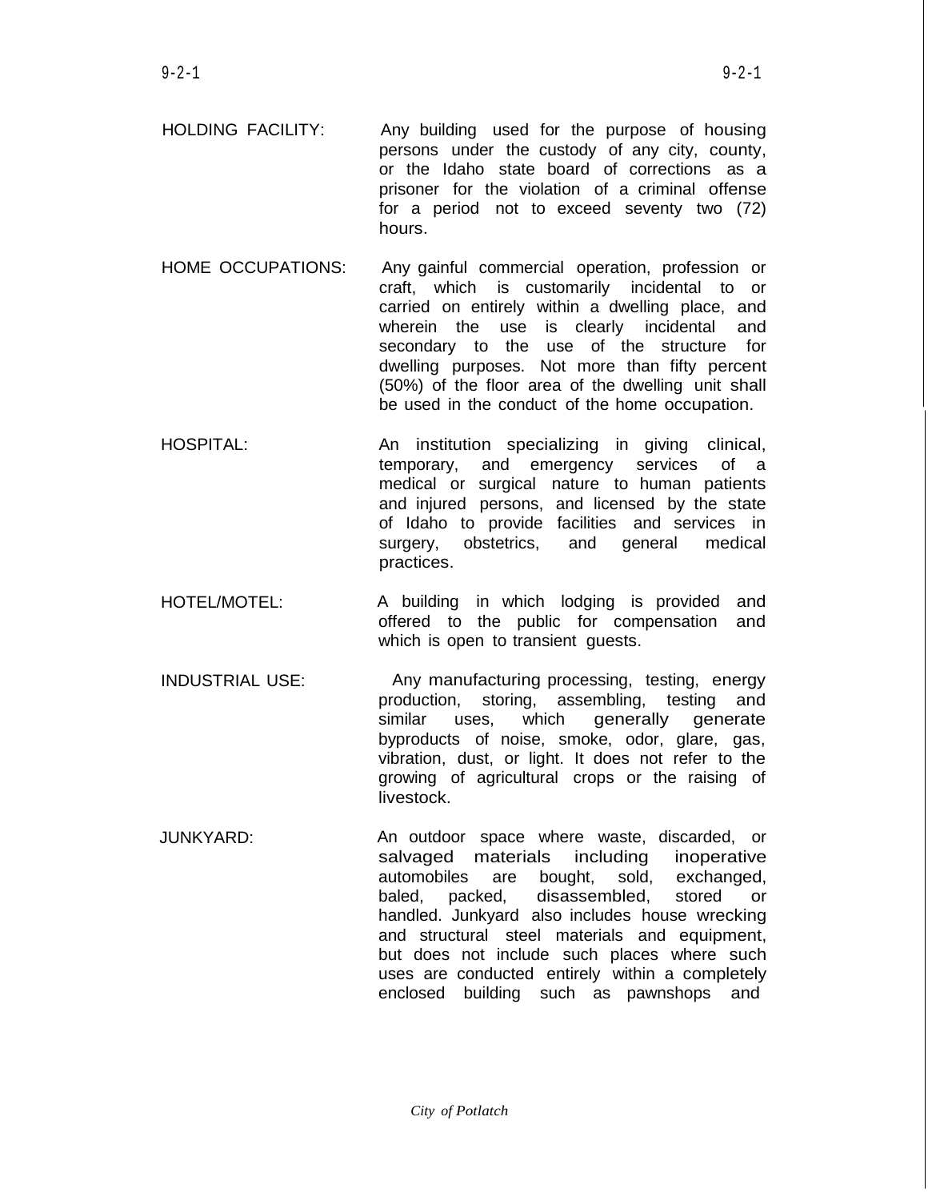HOLDING FACILITY: Any building used for the purpose of housing persons under the custody of any city, county, or the Idaho state board of corrections as a prisoner for the violation of a criminal offense for a period not to exceed seventy two (72) hours.

HOME OCCUPATIONS: Any gainful commercial operation, profession or craft, which is customarily incidental to or carried on entirely within a dwelling place, and wherein the use is clearly incidental and secondary to the use of the structure for dwelling purposes. Not more than fifty percent (50%) of the floor area of the dwelling unit shall be used in the conduct of the home occupation.

HOSPITAL: An institution specializing in giving clinical, temporary, and emergency services of a medical or surgical nature to human patients and injured persons, and licensed by the state of Idaho to provide facilities and services in surgery, obstetrics, and general medical practices.

HOTEL/MOTEL: A building in which lodging is provided and offered to the public for compensation and which is open to transient guests.

INDUSTRIAL USE: Any manufacturing processing, testing, energy production, storing, assembling, testing and similar uses, which generally generate byproducts of noise, smoke, odor, glare, gas, vibration, dust, or light. It does not refer to the growing of agricultural crops or the raising of livestock.

JUNKYARD: An outdoor space where waste, discarded, or salvaged materials including inoperative automobiles are bought, sold, exchanged, baled, packed, disassembled, stored or handled. Junkyard also includes house wrecking and structural steel materials and equipment, but does not include such places where such uses are conducted entirely within a completely enclosed building such as pawnshops and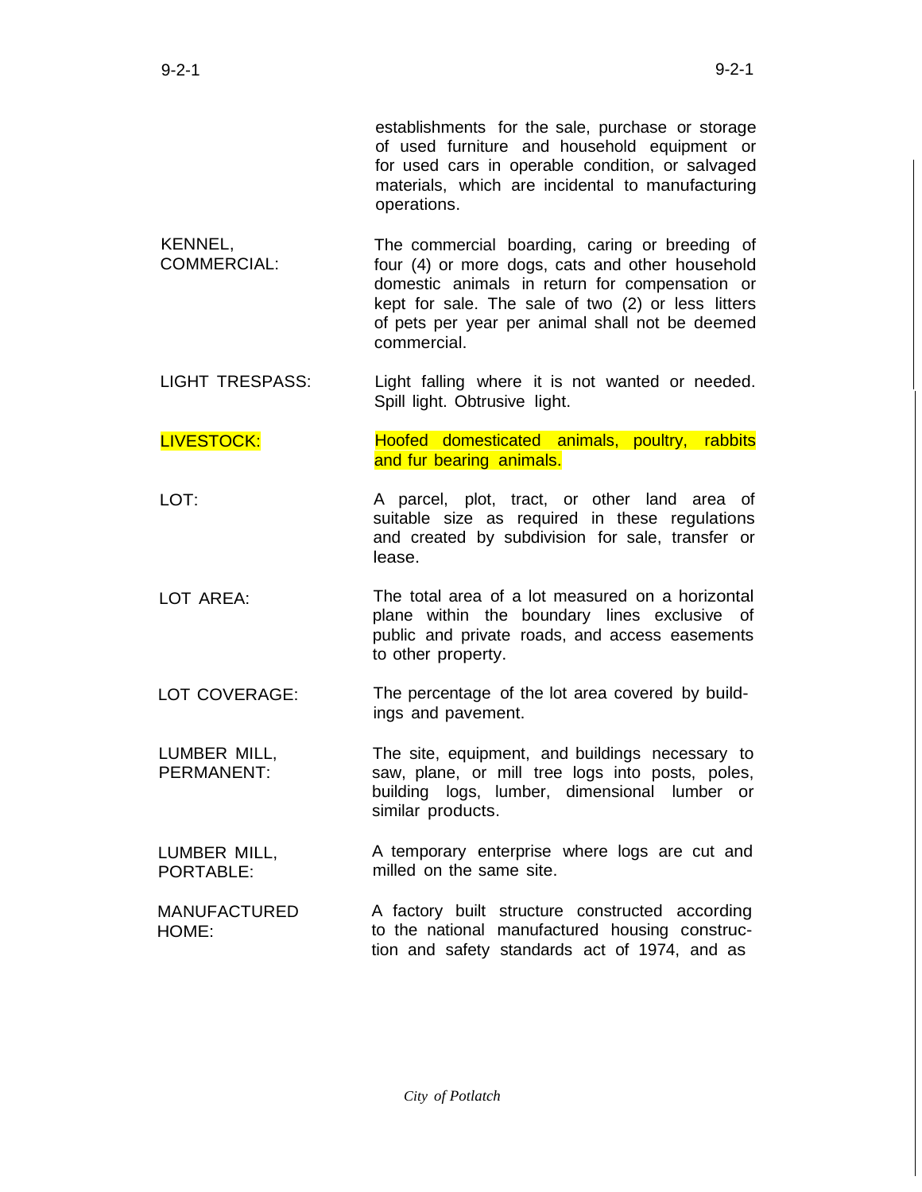establishments for the sale, purchase or storage of used furniture and household equipment or for used cars in operable condition, or salvaged materials, which are incidental to manufacturing operations.

| | |
|---|---|
| KENNEL, COMMERCIAL: | The commercial boarding, caring or breeding of four (4) or more dogs, cats and other household domestic animals in return for compensation or kept for sale. The sale of two (2) or less litters of pets per year per animal shall not be deemed commercial. |
| LIGHT TRESPASS: | Light falling where it is not wanted or needed. Spill light. Obtrusive light. |
| LIVESTOCK: | Hoofed domesticated animals, poultry, rabbits and fur bearing animals. |
| LOT: | A parcel, plot, tract, or other land area of suitable size as required in these regulations and created by subdivision for sale, transfer or lease. |
| LOT AREA: | The total area of a lot measured on a horizontal plane within the boundary lines exclusive of public and private roads, and access easements to other property. |
| LOT COVERAGE: | The percentage of the lot area covered by buildings and pavement. |
| LUMBER MILL, PERMANENT: | The site, equipment, and buildings necessary to saw, plane, or mill tree logs into posts, poles, building logs, lumber, dimensional lumber or similar products. |
| LUMBER MILL, PORTABLE: | A temporary enterprise where logs are cut and milled on the same site. |
| MANUFACTURED HOME: | A factory built structure constructed according to the national manufactured housing construction and safety standards act of 1974, and as |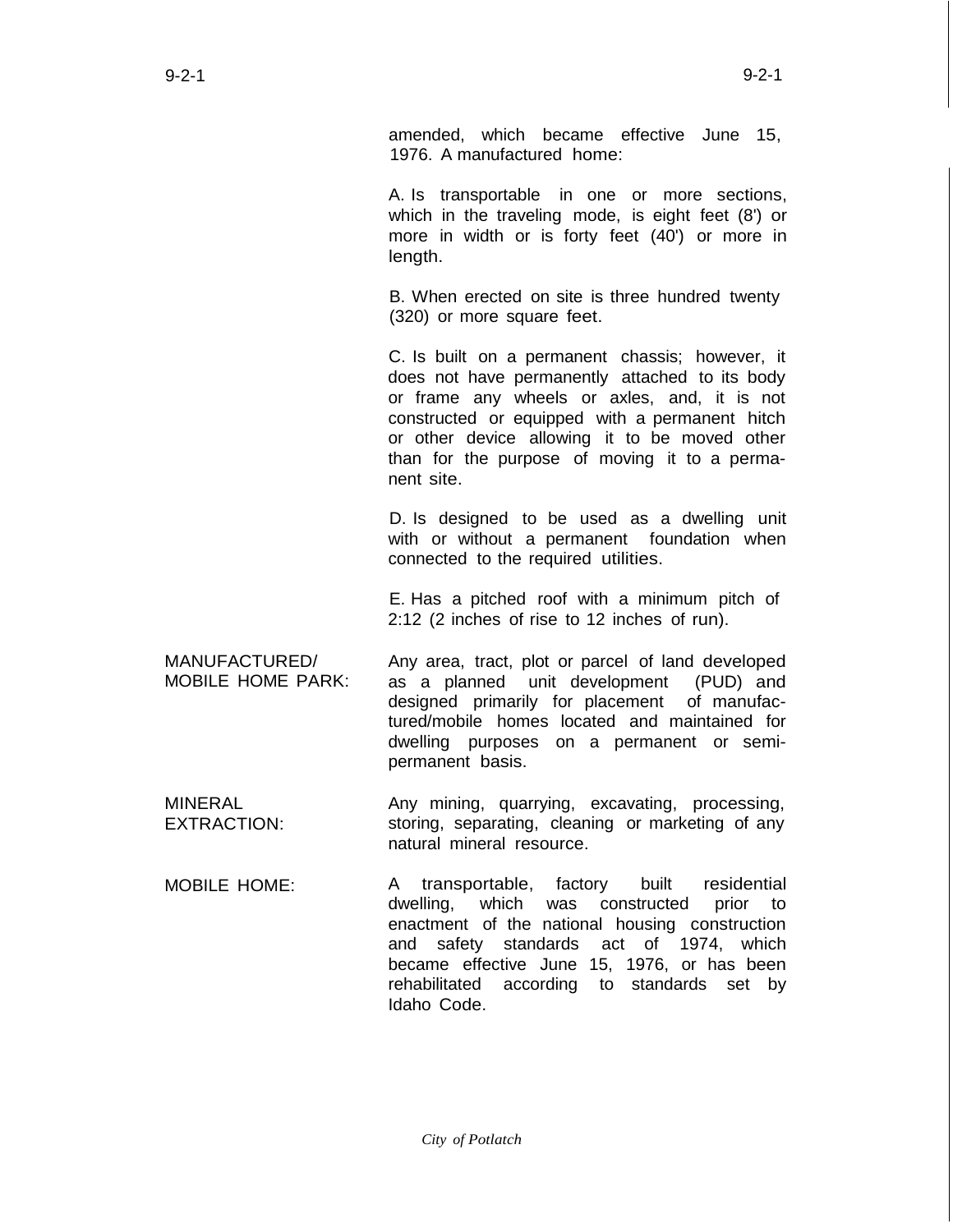amended, which became effective June 15, 1976. A manufactured home:

A. Is transportable in one or more sections, which in the traveling mode, is eight feet (8') or more in width or is forty feet (40') or more in length.

B. When erected on site is three hundred twenty (320) or more square feet.

C. Is built on a permanent chassis; however, it does not have permanently attached to its body or frame any wheels or axles, and, it is not constructed or equipped with a permanent hitch or other device allowing it to be moved other than for the purpose of moving it to a permanent site.

D. Is designed to be used as a dwelling unit with or without a permanent foundation when connected to the required utilities.

E. Has a pitched roof with a minimum pitch of 2:12 (2 inches of rise to 12 inches of run).

MANUFACTURED/ MOBILE HOME PARK: Any area, tract, plot or parcel of land developed as a planned unit development (PUD) and designed primarily for placement of manufactured/mobile homes located and maintained for dwelling purposes on a permanent or semi-permanent basis.

MINERAL EXTRACTION: Any mining, quarrying, excavating, processing, storing, separating, cleaning or marketing of any natural mineral resource.

MOBILE HOME: A transportable, factory built residential dwelling, which was constructed prior to enactment of the national housing construction and safety standards act of 1974, which became effective June 15, 1976, or has been rehabilitated according to standards set by Idaho Code.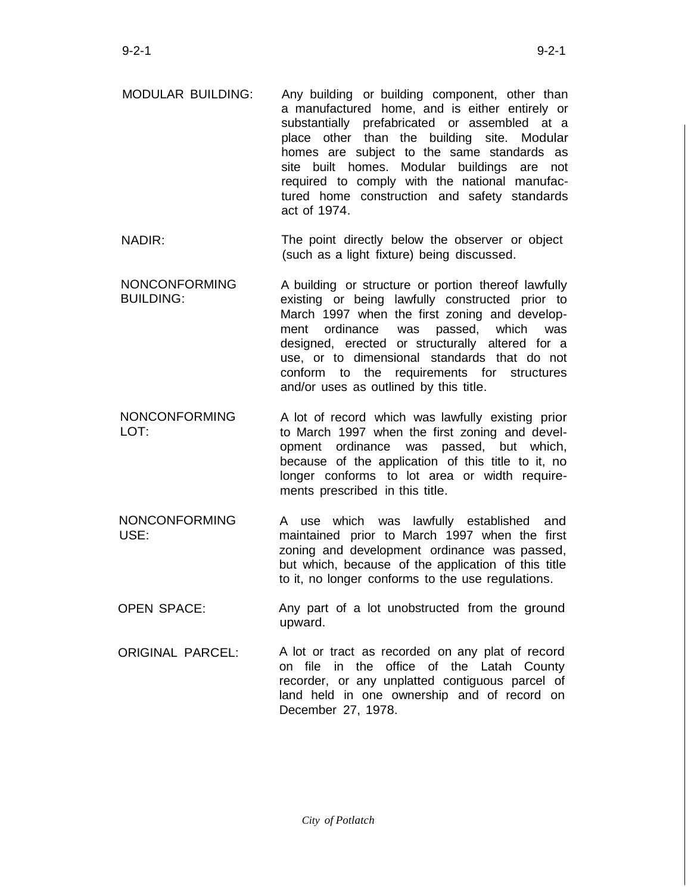MODULAR BUILDING: Any building or building component, other than a manufactured home, and is either entirely or substantially prefabricated or assembled at a place other than the building site. Modular homes are subject to the same standards as site built homes. Modular buildings are not required to comply with the national manufactured home construction and safety standards act of 1974.

NADIR: The point directly below the observer or object (such as a light fixture) being discussed.

NONCONFORMING BUILDING: A building or structure or portion thereof lawfully existing or being lawfully constructed prior to March 1997 when the first zoning and development ordinance was passed, which was designed, erected or structurally altered for a use, or to dimensional standards that do not conform to the requirements for structures and/or uses as outlined by this title.

NONCONFORMING LOT: A lot of record which was lawfully existing prior to March 1997 when the first zoning and development ordinance was passed, but which, because of the application of this title to it, no longer conforms to lot area or width requirements prescribed in this title.

NONCONFORMING USE: A use which was lawfully established and maintained prior to March 1997 when the first zoning and development ordinance was passed, but which, because of the application of this title to it, no longer conforms to the use regulations.

OPEN SPACE: Any part of a lot unobstructed from the ground upward.

ORIGINAL PARCEL: A lot or tract as recorded on any plat of record on file in the office of the Latah County recorder, or any unplatted contiguous parcel of land held in one ownership and of record on December 27, 1978.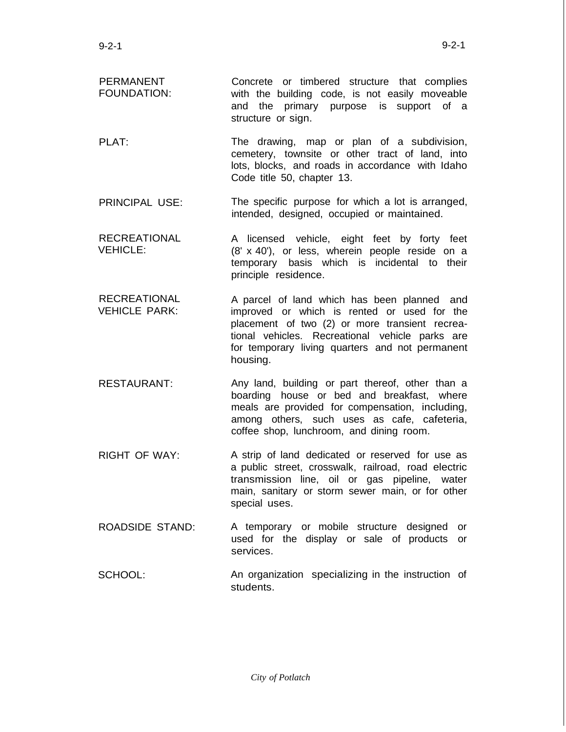PERMANENT FOUNDATION: Concrete or timbered structure that complies with the building code, is not easily moveable and the primary purpose is support of a structure or sign.

PLAT: The drawing, map or plan of a subdivision, cemetery, townsite or other tract of land, into lots, blocks, and roads in accordance with Idaho Code title 50, chapter 13.

PRINCIPAL USE: The specific purpose for which a lot is arranged, intended, designed, occupied or maintained.

RECREATIONAL VEHICLE: A licensed vehicle, eight feet by forty feet (8' x 40'), or less, wherein people reside on a temporary basis which is incidental to their principle residence.

RECREATIONAL VEHICLE PARK: A parcel of land which has been planned and improved or which is rented or used for the placement of two (2) or more transient recreational vehicles. Recreational vehicle parks are for temporary living quarters and not permanent housing.

RESTAURANT: Any land, building or part thereof, other than a boarding house or bed and breakfast, where meals are provided for compensation, including, among others, such uses as cafe, cafeteria, coffee shop, lunchroom, and dining room.

RIGHT OF WAY: A strip of land dedicated or reserved for use as a public street, crosswalk, railroad, road electric transmission line, oil or gas pipeline, water main, sanitary or storm sewer main, or for other special uses.

ROADSIDE STAND: A temporary or mobile structure designed or used for the display or sale of products or services.

SCHOOL: An organization specializing in the instruction of students.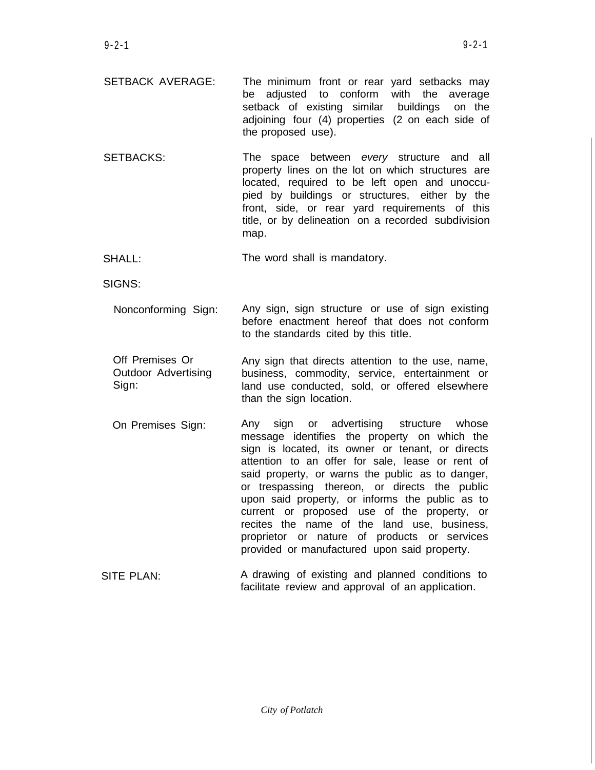SETBACK AVERAGE: The minimum front or rear yard setbacks may be adjusted to conform with the average setback of existing similar buildings on the adjoining four (4) properties (2 on each side of the proposed use).

SETBACKS: The space between *every* structure and all property lines on the lot on which structures are located, required to be left open and unoccupied by buildings or structures, either by the front, side, or rear yard requirements of this title, or by delineation on a recorded subdivision map.

SHALL: The word shall is mandatory.

SIGNS:

Nonconforming Sign: Any sign, sign structure or use of sign existing before enactment hereof that does not conform to the standards cited by this title.

Off Premises Or Outdoor Advertising Sign: Any sign that directs attention to the use, name, business, commodity, service, entertainment or land use conducted, sold, or offered elsewhere than the sign location.

On Premises Sign: Any sign or advertising structure whose message identifies the property on which the sign is located, its owner or tenant, or directs attention to an offer for sale, lease or rent of said property, or warns the public as to danger, or trespassing thereon, or directs the public upon said property, or informs the public as to current or proposed use of the property, or recites the name of the land use, business, proprietor or nature of products or services provided or manufactured upon said property.

SITE PLAN: A drawing of existing and planned conditions to facilitate review and approval of an application.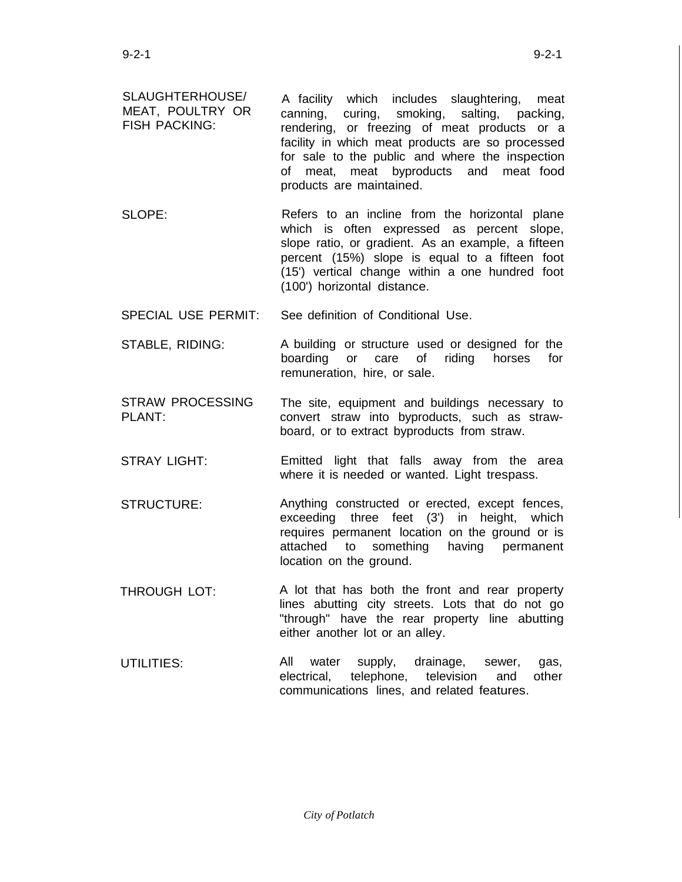| | |
|---|---|
| SLAUGHTERHOUSE/ MEAT, POULTRY OR FISH PACKING: | A facility which includes slaughtering, meat canning, curing, smoking, salting, packing, rendering, or freezing of meat products or a facility in which meat products are so processed for sale to the public and where the inspection of meat, meat byproducts and meat food products are maintained. |
| SLOPE: | Refers to an incline from the horizontal plane which is often expressed as percent slope, slope ratio, or gradient. As an example, a fifteen percent (15%) slope is equal to a fifteen foot (15') vertical change within a one hundred foot (100') horizontal distance. |
| SPECIAL USE PERMIT: | See definition of Conditional Use. |
| STABLE, RIDING: | A building or structure used or designed for the boarding or care of riding horses for remuneration, hire, or sale. |
| STRAW PROCESSING PLANT: | The site, equipment and buildings necessary to convert straw into byproducts, such as straw-board, or to extract byproducts from straw. |
| STRAY LIGHT: | Emitted light that falls away from the area where it is needed or wanted. Light trespass. |
| STRUCTURE: | Anything constructed or erected, except fences, exceeding three feet (3') in height, which requires permanent location on the ground or is attached to something having permanent location on the ground. |
| THROUGH LOT: | A lot that has both the front and rear property lines abutting city streets. Lots that do not go "through" have the rear property line abutting either another lot or an alley. |
| UTILITIES: | All water supply, drainage, sewer, gas, electrical, telephone, television and other communications lines, and related features. |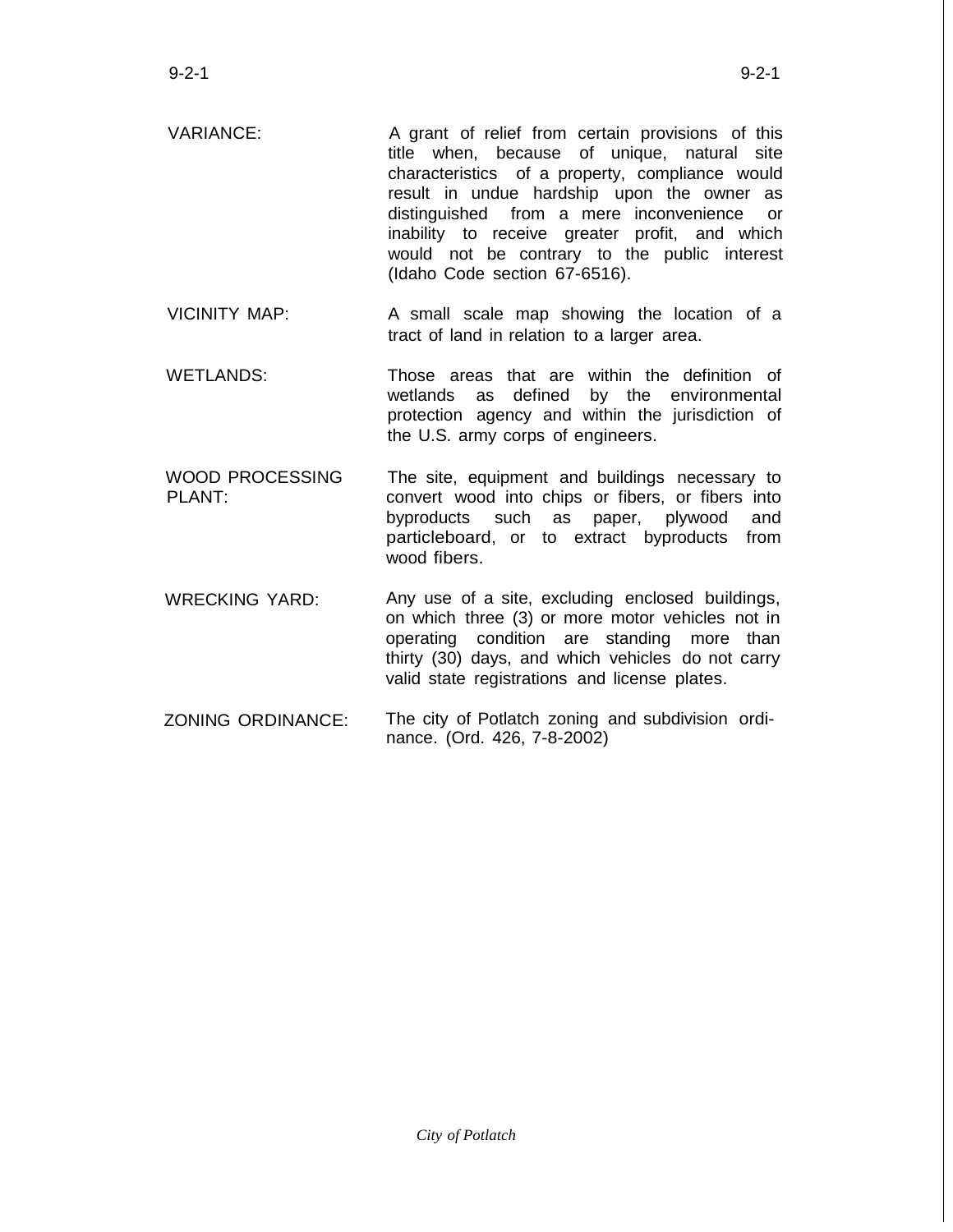VARIANCE: A grant of relief from certain provisions of this title when, because of unique, natural site characteristics of a property, compliance would result in undue hardship upon the owner as distinguished from a mere inconvenience or inability to receive greater profit, and which would not be contrary to the public interest (Idaho Code section 67-6516).

VICINITY MAP: A small scale map showing the location of a tract of land in relation to a larger area.

WETLANDS: Those areas that are within the definition of wetlands as defined by the environmental protection agency and within the jurisdiction of the U.S. army corps of engineers.

WOOD PROCESSING PLANT: The site, equipment and buildings necessary to convert wood into chips or fibers, or fibers into byproducts such as paper, plywood and particleboard, or to extract byproducts from wood fibers.

WRECKING YARD: Any use of a site, excluding enclosed buildings, on which three (3) or more motor vehicles not in operating condition are standing more than thirty (30) days, and which vehicles do not carry valid state registrations and license plates.

ZONING ORDINANCE: The city of Potlatch zoning and subdivision ordinance. (Ord. 426, 7-8-2002)